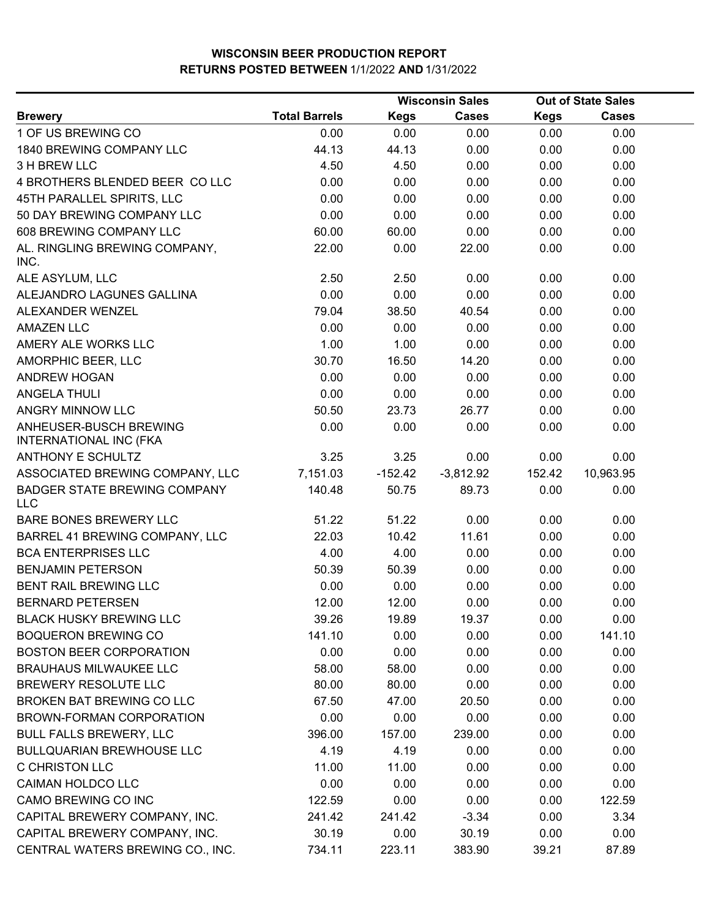# WISCONSIN BEER PRODUCTION REPORT
## RETURNS POSTED BETWEEN 1/1/2022 AND 1/31/2022

| | | Wisconsin Sales | | Out of State Sales | |
|---|---|---|---|---|---|
| **Brewery** | **Total Barrels** | **Kegs** | **Cases** | **Kegs** | **Cases** |
| 1 OF US BREWING CO | 0.00 | 0.00 | 0.00 | 0.00 | 0.00 |
| 1840 BREWING COMPANY LLC | 44.13 | 44.13 | 0.00 | 0.00 | 0.00 |
| 3 H BREW LLC | 4.50 | 4.50 | 0.00 | 0.00 | 0.00 |
| 4 BROTHERS BLENDED BEER CO LLC | 0.00 | 0.00 | 0.00 | 0.00 | 0.00 |
| 45TH PARALLEL SPIRITS, LLC | 0.00 | 0.00 | 0.00 | 0.00 | 0.00 |
| 50 DAY BREWING COMPANY LLC | 0.00 | 0.00 | 0.00 | 0.00 | 0.00 |
| 608 BREWING COMPANY LLC | 60.00 | 60.00 | 0.00 | 0.00 | 0.00 |
| AL. RINGLING BREWING COMPANY, INC. | 22.00 | 0.00 | 22.00 | 0.00 | 0.00 |
| ALE ASYLUM, LLC | 2.50 | 2.50 | 0.00 | 0.00 | 0.00 |
| ALEJANDRO LAGUNES GALLINA | 0.00 | 0.00 | 0.00 | 0.00 | 0.00 |
| ALEXANDER WENZEL | 79.04 | 38.50 | 40.54 | 0.00 | 0.00 |
| AMAZEN LLC | 0.00 | 0.00 | 0.00 | 0.00 | 0.00 |
| AMERY ALE WORKS LLC | 1.00 | 1.00 | 0.00 | 0.00 | 0.00 |
| AMORPHIC BEER, LLC | 30.70 | 16.50 | 14.20 | 0.00 | 0.00 |
| ANDREW HOGAN | 0.00 | 0.00 | 0.00 | 0.00 | 0.00 |
| ANGELA THULI | 0.00 | 0.00 | 0.00 | 0.00 | 0.00 |
| ANGRY MINNOW LLC | 50.50 | 23.73 | 26.77 | 0.00 | 0.00 |
| ANHEUSER-BUSCH BREWING INTERNATIONAL INC (FKA | 0.00 | 0.00 | 0.00 | 0.00 | 0.00 |
| ANTHONY E SCHULTZ | 3.25 | 3.25 | 0.00 | 0.00 | 0.00 |
| ASSOCIATED BREWING COMPANY, LLC | 7,151.03 | -152.42 | -3,812.92 | 152.42 | 10,963.95 |
| BADGER STATE BREWING COMPANY LLC | 140.48 | 50.75 | 89.73 | 0.00 | 0.00 |
| BARE BONES BREWERY LLC | 51.22 | 51.22 | 0.00 | 0.00 | 0.00 |
| BARREL 41 BREWING COMPANY, LLC | 22.03 | 10.42 | 11.61 | 0.00 | 0.00 |
| BCA ENTERPRISES LLC | 4.00 | 4.00 | 0.00 | 0.00 | 0.00 |
| BENJAMIN PETERSON | 50.39 | 50.39 | 0.00 | 0.00 | 0.00 |
| BENT RAIL BREWING LLC | 0.00 | 0.00 | 0.00 | 0.00 | 0.00 |
| BERNARD PETERSEN | 12.00 | 12.00 | 0.00 | 0.00 | 0.00 |
| BLACK HUSKY BREWING LLC | 39.26 | 19.89 | 19.37 | 0.00 | 0.00 |
| BOQUERON BREWING CO | 141.10 | 0.00 | 0.00 | 0.00 | 141.10 |
| BOSTON BEER CORPORATION | 0.00 | 0.00 | 0.00 | 0.00 | 0.00 |
| BRAUHAUS MILWAUKEE LLC | 58.00 | 58.00 | 0.00 | 0.00 | 0.00 |
| BREWERY RESOLUTE LLC | 80.00 | 80.00 | 0.00 | 0.00 | 0.00 |
| BROKEN BAT BREWING CO LLC | 67.50 | 47.00 | 20.50 | 0.00 | 0.00 |
| BROWN-FORMAN CORPORATION | 0.00 | 0.00 | 0.00 | 0.00 | 0.00 |
| BULL FALLS BREWERY, LLC | 396.00 | 157.00 | 239.00 | 0.00 | 0.00 |
| BULLQUARIAN BREWHOUSE LLC | 4.19 | 4.19 | 0.00 | 0.00 | 0.00 |
| C CHRISTON LLC | 11.00 | 11.00 | 0.00 | 0.00 | 0.00 |
| CAIMAN HOLDCO LLC | 0.00 | 0.00 | 0.00 | 0.00 | 0.00 |
| CAMO BREWING CO INC | 122.59 | 0.00 | 0.00 | 0.00 | 122.59 |
| CAPITAL BREWERY COMPANY, INC. | 241.42 | 241.42 | -3.34 | 0.00 | 3.34 |
| CAPITAL BREWERY COMPANY, INC. | 30.19 | 0.00 | 30.19 | 0.00 | 0.00 |
| CENTRAL WATERS BREWING CO., INC. | 734.11 | 223.11 | 383.90 | 39.21 | 87.89 |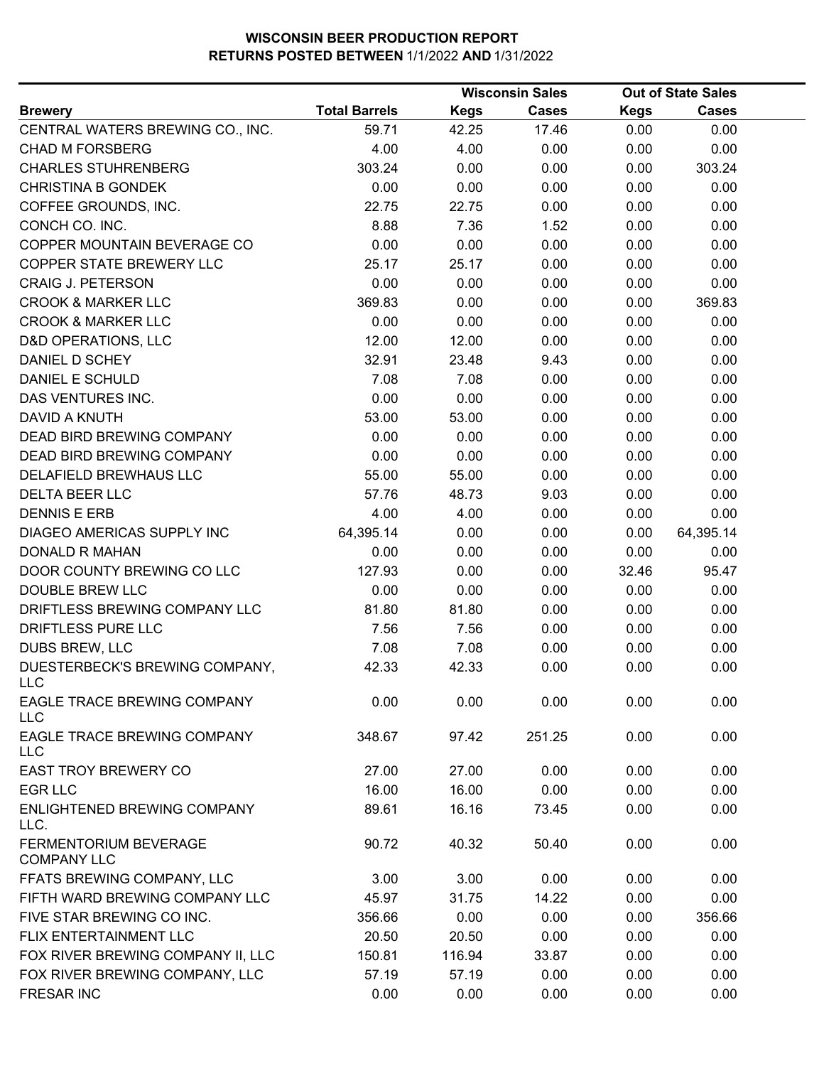**WISCONSIN BEER PRODUCTION REPORT**
**RETURNS POSTED BETWEEN 1/1/2022 AND 1/31/2022**

| Brewery | Total Barrels | Wisconsin Sales Kegs | Wisconsin Sales Cases | Out of State Sales Kegs | Out of State Sales Cases |
|---|---|---|---|---|---|
| CENTRAL WATERS BREWING CO., INC. | 59.71 | 42.25 | 17.46 | 0.00 | 0.00 |
| CHAD M FORSBERG | 4.00 | 4.00 | 0.00 | 0.00 | 0.00 |
| CHARLES STUHRENBERG | 303.24 | 0.00 | 0.00 | 0.00 | 303.24 |
| CHRISTINA B GONDEK | 0.00 | 0.00 | 0.00 | 0.00 | 0.00 |
| COFFEE GROUNDS, INC. | 22.75 | 22.75 | 0.00 | 0.00 | 0.00 |
| CONCH CO. INC. | 8.88 | 7.36 | 1.52 | 0.00 | 0.00 |
| COPPER MOUNTAIN BEVERAGE CO | 0.00 | 0.00 | 0.00 | 0.00 | 0.00 |
| COPPER STATE BREWERY LLC | 25.17 | 25.17 | 0.00 | 0.00 | 0.00 |
| CRAIG J. PETERSON | 0.00 | 0.00 | 0.00 | 0.00 | 0.00 |
| CROOK & MARKER LLC | 369.83 | 0.00 | 0.00 | 0.00 | 369.83 |
| CROOK & MARKER LLC | 0.00 | 0.00 | 0.00 | 0.00 | 0.00 |
| D&D OPERATIONS, LLC | 12.00 | 12.00 | 0.00 | 0.00 | 0.00 |
| DANIEL D SCHEY | 32.91 | 23.48 | 9.43 | 0.00 | 0.00 |
| DANIEL E SCHULD | 7.08 | 7.08 | 0.00 | 0.00 | 0.00 |
| DAS VENTURES INC. | 0.00 | 0.00 | 0.00 | 0.00 | 0.00 |
| DAVID A KNUTH | 53.00 | 53.00 | 0.00 | 0.00 | 0.00 |
| DEAD BIRD BREWING COMPANY | 0.00 | 0.00 | 0.00 | 0.00 | 0.00 |
| DEAD BIRD BREWING COMPANY | 0.00 | 0.00 | 0.00 | 0.00 | 0.00 |
| DELAFIELD BREWHAUS LLC | 55.00 | 55.00 | 0.00 | 0.00 | 0.00 |
| DELTA BEER LLC | 57.76 | 48.73 | 9.03 | 0.00 | 0.00 |
| DENNIS E ERB | 4.00 | 4.00 | 0.00 | 0.00 | 0.00 |
| DIAGEO AMERICAS SUPPLY INC | 64,395.14 | 0.00 | 0.00 | 0.00 | 64,395.14 |
| DONALD R MAHAN | 0.00 | 0.00 | 0.00 | 0.00 | 0.00 |
| DOOR COUNTY BREWING CO LLC | 127.93 | 0.00 | 0.00 | 32.46 | 95.47 |
| DOUBLE BREW LLC | 0.00 | 0.00 | 0.00 | 0.00 | 0.00 |
| DRIFTLESS BREWING COMPANY LLC | 81.80 | 81.80 | 0.00 | 0.00 | 0.00 |
| DRIFTLESS PURE LLC | 7.56 | 7.56 | 0.00 | 0.00 | 0.00 |
| DUBS BREW, LLC | 7.08 | 7.08 | 0.00 | 0.00 | 0.00 |
| DUESTERBECK'S BREWING COMPANY, LLC | 42.33 | 42.33 | 0.00 | 0.00 | 0.00 |
| EAGLE TRACE BREWING COMPANY LLC | 0.00 | 0.00 | 0.00 | 0.00 | 0.00 |
| EAGLE TRACE BREWING COMPANY LLC | 348.67 | 97.42 | 251.25 | 0.00 | 0.00 |
| EAST TROY BREWERY CO | 27.00 | 27.00 | 0.00 | 0.00 | 0.00 |
| EGR LLC | 16.00 | 16.00 | 0.00 | 0.00 | 0.00 |
| ENLIGHTENED BREWING COMPANY LLC. | 89.61 | 16.16 | 73.45 | 0.00 | 0.00 |
| FERMENTORIUM BEVERAGE COMPANY LLC | 90.72 | 40.32 | 50.40 | 0.00 | 0.00 |
| FFATS BREWING COMPANY, LLC | 3.00 | 3.00 | 0.00 | 0.00 | 0.00 |
| FIFTH WARD BREWING COMPANY LLC | 45.97 | 31.75 | 14.22 | 0.00 | 0.00 |
| FIVE STAR BREWING CO INC. | 356.66 | 0.00 | 0.00 | 0.00 | 356.66 |
| FLIX ENTERTAINMENT LLC | 20.50 | 20.50 | 0.00 | 0.00 | 0.00 |
| FOX RIVER BREWING COMPANY II, LLC | 150.81 | 116.94 | 33.87 | 0.00 | 0.00 |
| FOX RIVER BREWING COMPANY, LLC | 57.19 | 57.19 | 0.00 | 0.00 | 0.00 |
| FRESAR INC | 0.00 | 0.00 | 0.00 | 0.00 | 0.00 |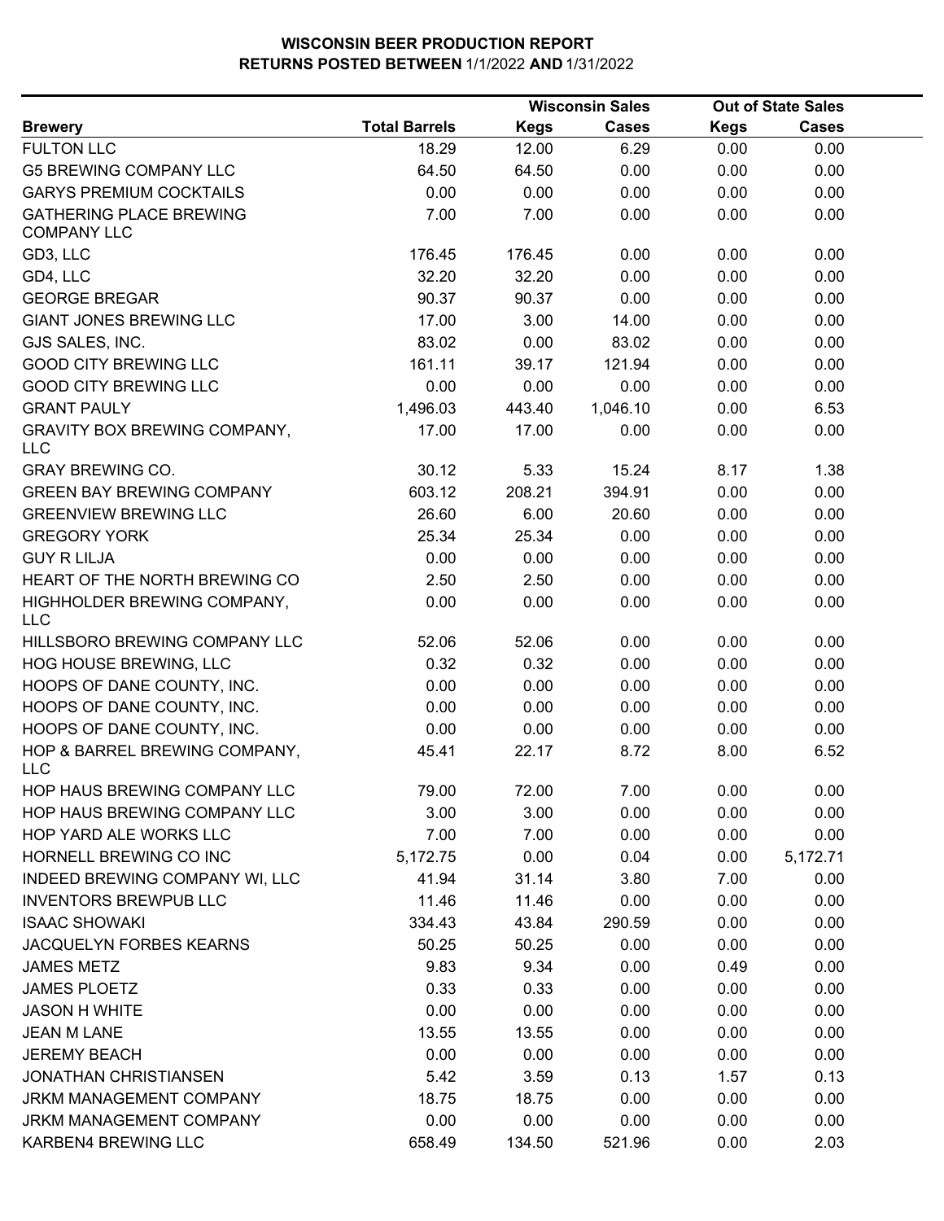# WISCONSIN BEER PRODUCTION REPORT
## RETURNS POSTED BETWEEN 1/1/2022 AND 1/31/2022

| Brewery | Total Barrels | Wisconsin Sales Kegs | Wisconsin Sales Cases | Out of State Sales Kegs | Out of State Sales Cases |
|---|---|---|---|---|---|
| FULTON LLC | 18.29 | 12.00 | 6.29 | 0.00 | 0.00 |
| G5 BREWING COMPANY LLC | 64.50 | 64.50 | 0.00 | 0.00 | 0.00 |
| GARYS PREMIUM COCKTAILS | 0.00 | 0.00 | 0.00 | 0.00 | 0.00 |
| GATHERING PLACE BREWING COMPANY LLC | 7.00 | 7.00 | 0.00 | 0.00 | 0.00 |
| GD3, LLC | 176.45 | 176.45 | 0.00 | 0.00 | 0.00 |
| GD4, LLC | 32.20 | 32.20 | 0.00 | 0.00 | 0.00 |
| GEORGE BREGAR | 90.37 | 90.37 | 0.00 | 0.00 | 0.00 |
| GIANT JONES BREWING LLC | 17.00 | 3.00 | 14.00 | 0.00 | 0.00 |
| GJS SALES, INC. | 83.02 | 0.00 | 83.02 | 0.00 | 0.00 |
| GOOD CITY BREWING LLC | 161.11 | 39.17 | 121.94 | 0.00 | 0.00 |
| GOOD CITY BREWING LLC | 0.00 | 0.00 | 0.00 | 0.00 | 0.00 |
| GRANT PAULY | 1,496.03 | 443.40 | 1,046.10 | 0.00 | 6.53 |
| GRAVITY BOX BREWING COMPANY, LLC | 17.00 | 17.00 | 0.00 | 0.00 | 0.00 |
| GRAY BREWING CO. | 30.12 | 5.33 | 15.24 | 8.17 | 1.38 |
| GREEN BAY BREWING COMPANY | 603.12 | 208.21 | 394.91 | 0.00 | 0.00 |
| GREENVIEW BREWING LLC | 26.60 | 6.00 | 20.60 | 0.00 | 0.00 |
| GREGORY YORK | 25.34 | 25.34 | 0.00 | 0.00 | 0.00 |
| GUY R LILJA | 0.00 | 0.00 | 0.00 | 0.00 | 0.00 |
| HEART OF THE NORTH BREWING CO | 2.50 | 2.50 | 0.00 | 0.00 | 0.00 |
| HIGHHOLDER BREWING COMPANY, LLC | 0.00 | 0.00 | 0.00 | 0.00 | 0.00 |
| HILLSBORO BREWING COMPANY LLC | 52.06 | 52.06 | 0.00 | 0.00 | 0.00 |
| HOG HOUSE BREWING, LLC | 0.32 | 0.32 | 0.00 | 0.00 | 0.00 |
| HOOPS OF DANE COUNTY, INC. | 0.00 | 0.00 | 0.00 | 0.00 | 0.00 |
| HOOPS OF DANE COUNTY, INC. | 0.00 | 0.00 | 0.00 | 0.00 | 0.00 |
| HOOPS OF DANE COUNTY, INC. | 0.00 | 0.00 | 0.00 | 0.00 | 0.00 |
| HOP & BARREL BREWING COMPANY, LLC | 45.41 | 22.17 | 8.72 | 8.00 | 6.52 |
| HOP HAUS BREWING COMPANY LLC | 79.00 | 72.00 | 7.00 | 0.00 | 0.00 |
| HOP HAUS BREWING COMPANY LLC | 3.00 | 3.00 | 0.00 | 0.00 | 0.00 |
| HOP YARD ALE WORKS LLC | 7.00 | 7.00 | 0.00 | 0.00 | 0.00 |
| HORNELL BREWING CO INC | 5,172.75 | 0.00 | 0.04 | 0.00 | 5,172.71 |
| INDEED BREWING COMPANY WI, LLC | 41.94 | 31.14 | 3.80 | 7.00 | 0.00 |
| INVENTORS BREWPUB LLC | 11.46 | 11.46 | 0.00 | 0.00 | 0.00 |
| ISAAC SHOWAKI | 334.43 | 43.84 | 290.59 | 0.00 | 0.00 |
| JACQUELYN FORBES KEARNS | 50.25 | 50.25 | 0.00 | 0.00 | 0.00 |
| JAMES METZ | 9.83 | 9.34 | 0.00 | 0.49 | 0.00 |
| JAMES PLOETZ | 0.33 | 0.33 | 0.00 | 0.00 | 0.00 |
| JASON H WHITE | 0.00 | 0.00 | 0.00 | 0.00 | 0.00 |
| JEAN M LANE | 13.55 | 13.55 | 0.00 | 0.00 | 0.00 |
| JEREMY BEACH | 0.00 | 0.00 | 0.00 | 0.00 | 0.00 |
| JONATHAN CHRISTIANSEN | 5.42 | 3.59 | 0.13 | 1.57 | 0.13 |
| JRKM MANAGEMENT COMPANY | 18.75 | 18.75 | 0.00 | 0.00 | 0.00 |
| JRKM MANAGEMENT COMPANY | 0.00 | 0.00 | 0.00 | 0.00 | 0.00 |
| KARBEN4 BREWING LLC | 658.49 | 134.50 | 521.96 | 0.00 | 2.03 |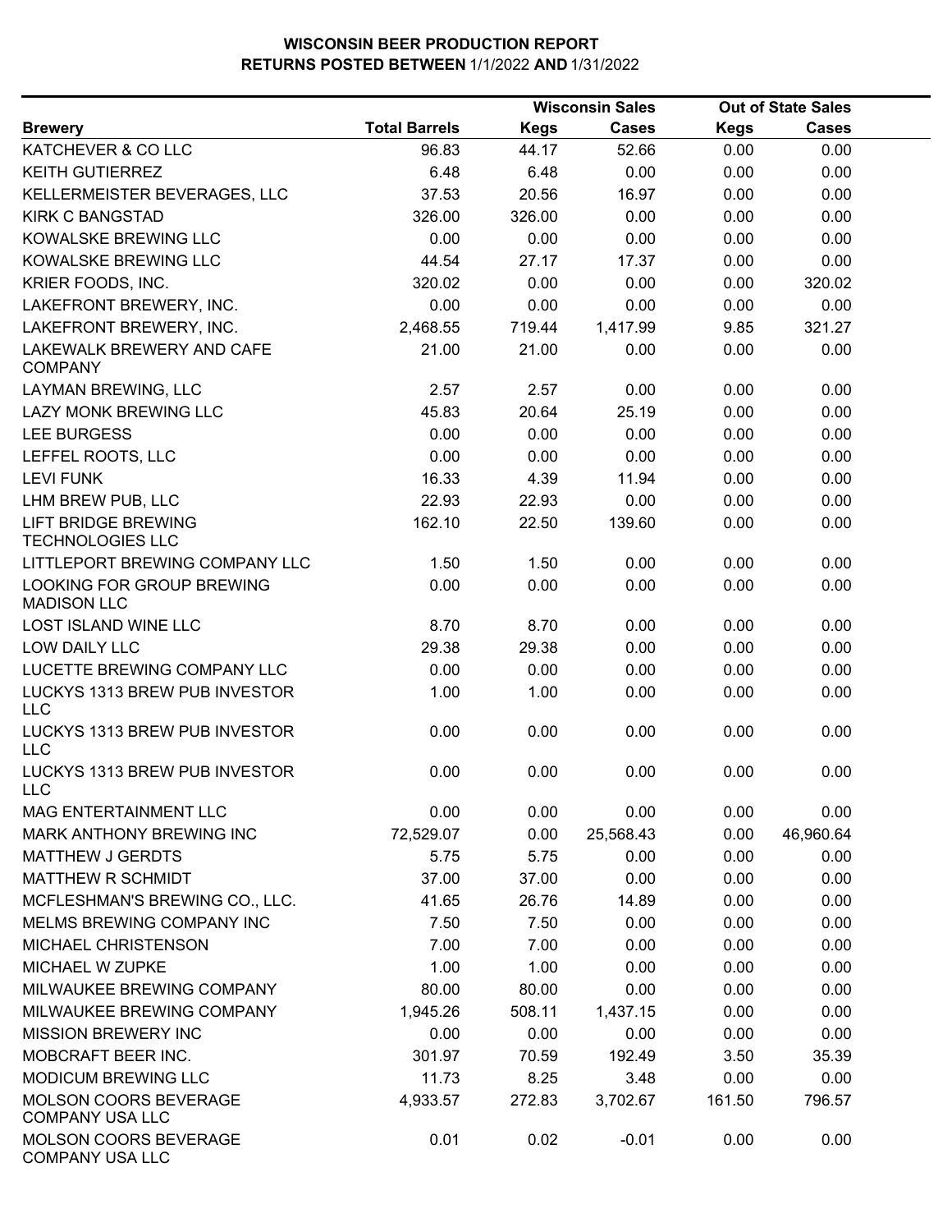# WISCONSIN BEER PRODUCTION REPORT
## RETURNS POSTED BETWEEN 1/1/2022 AND 1/31/2022

| Brewery | Total Barrels | Wisconsin Sales Kegs | Wisconsin Sales Cases | Out of State Sales Kegs | Out of State Sales Cases |
|---|---|---|---|---|---|
| KATCHEVER & CO LLC | 96.83 | 44.17 | 52.66 | 0.00 | 0.00 |
| KEITH GUTIERREZ | 6.48 | 6.48 | 0.00 | 0.00 | 0.00 |
| KELLERMEISTER BEVERAGES, LLC | 37.53 | 20.56 | 16.97 | 0.00 | 0.00 |
| KIRK C BANGSTAD | 326.00 | 326.00 | 0.00 | 0.00 | 0.00 |
| KOWALSKE BREWING LLC | 0.00 | 0.00 | 0.00 | 0.00 | 0.00 |
| KOWALSKE BREWING LLC | 44.54 | 27.17 | 17.37 | 0.00 | 0.00 |
| KRIER FOODS, INC. | 320.02 | 0.00 | 0.00 | 0.00 | 320.02 |
| LAKEFRONT BREWERY, INC. | 0.00 | 0.00 | 0.00 | 0.00 | 0.00 |
| LAKEFRONT BREWERY, INC. | 2,468.55 | 719.44 | 1,417.99 | 9.85 | 321.27 |
| LAKEWALK BREWERY AND CAFE COMPANY | 21.00 | 21.00 | 0.00 | 0.00 | 0.00 |
| LAYMAN BREWING, LLC | 2.57 | 2.57 | 0.00 | 0.00 | 0.00 |
| LAZY MONK BREWING LLC | 45.83 | 20.64 | 25.19 | 0.00 | 0.00 |
| LEE BURGESS | 0.00 | 0.00 | 0.00 | 0.00 | 0.00 |
| LEFFEL ROOTS, LLC | 0.00 | 0.00 | 0.00 | 0.00 | 0.00 |
| LEVI FUNK | 16.33 | 4.39 | 11.94 | 0.00 | 0.00 |
| LHM BREW PUB, LLC | 22.93 | 22.93 | 0.00 | 0.00 | 0.00 |
| LIFT BRIDGE BREWING TECHNOLOGIES LLC | 162.10 | 22.50 | 139.60 | 0.00 | 0.00 |
| LITTLEPORT BREWING COMPANY LLC | 1.50 | 1.50 | 0.00 | 0.00 | 0.00 |
| LOOKING FOR GROUP BREWING MADISON LLC | 0.00 | 0.00 | 0.00 | 0.00 | 0.00 |
| LOST ISLAND WINE LLC | 8.70 | 8.70 | 0.00 | 0.00 | 0.00 |
| LOW DAILY LLC | 29.38 | 29.38 | 0.00 | 0.00 | 0.00 |
| LUCETTE BREWING COMPANY LLC | 0.00 | 0.00 | 0.00 | 0.00 | 0.00 |
| LUCKYS 1313 BREW PUB INVESTOR LLC | 1.00 | 1.00 | 0.00 | 0.00 | 0.00 |
| LUCKYS 1313 BREW PUB INVESTOR LLC | 0.00 | 0.00 | 0.00 | 0.00 | 0.00 |
| LUCKYS 1313 BREW PUB INVESTOR LLC | 0.00 | 0.00 | 0.00 | 0.00 | 0.00 |
| MAG ENTERTAINMENT LLC | 0.00 | 0.00 | 0.00 | 0.00 | 0.00 |
| MARK ANTHONY BREWING INC | 72,529.07 | 0.00 | 25,568.43 | 0.00 | 46,960.64 |
| MATTHEW J GERDTS | 5.75 | 5.75 | 0.00 | 0.00 | 0.00 |
| MATTHEW R SCHMIDT | 37.00 | 37.00 | 0.00 | 0.00 | 0.00 |
| MCFLESHMAN'S BREWING CO., LLC. | 41.65 | 26.76 | 14.89 | 0.00 | 0.00 |
| MELMS BREWING COMPANY INC | 7.50 | 7.50 | 0.00 | 0.00 | 0.00 |
| MICHAEL CHRISTENSON | 7.00 | 7.00 | 0.00 | 0.00 | 0.00 |
| MICHAEL W ZUPKE | 1.00 | 1.00 | 0.00 | 0.00 | 0.00 |
| MILWAUKEE BREWING COMPANY | 80.00 | 80.00 | 0.00 | 0.00 | 0.00 |
| MILWAUKEE BREWING COMPANY | 1,945.26 | 508.11 | 1,437.15 | 0.00 | 0.00 |
| MISSION BREWERY INC | 0.00 | 0.00 | 0.00 | 0.00 | 0.00 |
| MOBCRAFT BEER INC. | 301.97 | 70.59 | 192.49 | 3.50 | 35.39 |
| MODICUM BREWING LLC | 11.73 | 8.25 | 3.48 | 0.00 | 0.00 |
| MOLSON COORS BEVERAGE COMPANY USA LLC | 4,933.57 | 272.83 | 3,702.67 | 161.50 | 796.57 |
| MOLSON COORS BEVERAGE COMPANY USA LLC | 0.01 | 0.02 | -0.01 | 0.00 | 0.00 |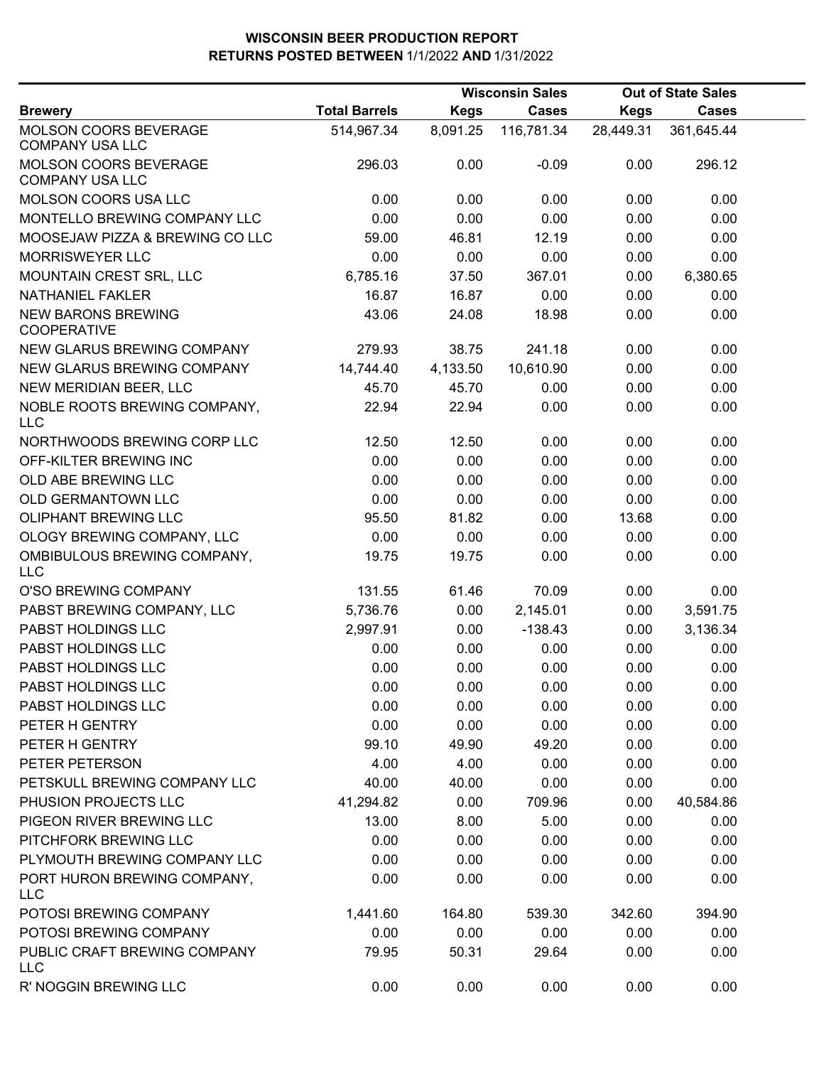# WISCONSIN BEER PRODUCTION REPORT
## RETURNS POSTED BETWEEN 1/1/2022 AND 1/31/2022

| Brewery | Total Barrels | Wisconsin Sales | | Out of State Sales | |
|---|---|---|---|---|---|
| | | Kegs | Cases | Kegs | Cases |
| MOLSON COORS BEVERAGE COMPANY USA LLC | 514,967.34 | 8,091.25 | 116,781.34 | 28,449.31 | 361,645.44 |
| MOLSON COORS BEVERAGE COMPANY USA LLC | 296.03 | 0.00 | -0.09 | 0.00 | 296.12 |
| MOLSON COORS USA LLC | 0.00 | 0.00 | 0.00 | 0.00 | 0.00 |
| MONTELLO BREWING COMPANY LLC | 0.00 | 0.00 | 0.00 | 0.00 | 0.00 |
| MOOSEJAW PIZZA & BREWING CO LLC | 59.00 | 46.81 | 12.19 | 0.00 | 0.00 |
| MORRISWEYER LLC | 0.00 | 0.00 | 0.00 | 0.00 | 0.00 |
| MOUNTAIN CREST SRL, LLC | 6,785.16 | 37.50 | 367.01 | 0.00 | 6,380.65 |
| NATHANIEL FAKLER | 16.87 | 16.87 | 0.00 | 0.00 | 0.00 |
| NEW BARONS BREWING COOPERATIVE | 43.06 | 24.08 | 18.98 | 0.00 | 0.00 |
| NEW GLARUS BREWING COMPANY | 279.93 | 38.75 | 241.18 | 0.00 | 0.00 |
| NEW GLARUS BREWING COMPANY | 14,744.40 | 4,133.50 | 10,610.90 | 0.00 | 0.00 |
| NEW MERIDIAN BEER, LLC | 45.70 | 45.70 | 0.00 | 0.00 | 0.00 |
| NOBLE ROOTS BREWING COMPANY, LLC | 22.94 | 22.94 | 0.00 | 0.00 | 0.00 |
| NORTHWOODS BREWING CORP LLC | 12.50 | 12.50 | 0.00 | 0.00 | 0.00 |
| OFF-KILTER BREWING INC | 0.00 | 0.00 | 0.00 | 0.00 | 0.00 |
| OLD ABE BREWING LLC | 0.00 | 0.00 | 0.00 | 0.00 | 0.00 |
| OLD GERMANTOWN LLC | 0.00 | 0.00 | 0.00 | 0.00 | 0.00 |
| OLIPHANT BREWING LLC | 95.50 | 81.82 | 0.00 | 13.68 | 0.00 |
| OLOGY BREWING COMPANY, LLC | 0.00 | 0.00 | 0.00 | 0.00 | 0.00 |
| OMBIBULOUS BREWING COMPANY, LLC | 19.75 | 19.75 | 0.00 | 0.00 | 0.00 |
| O'SO BREWING COMPANY | 131.55 | 61.46 | 70.09 | 0.00 | 0.00 |
| PABST BREWING COMPANY, LLC | 5,736.76 | 0.00 | 2,145.01 | 0.00 | 3,591.75 |
| PABST HOLDINGS LLC | 2,997.91 | 0.00 | -138.43 | 0.00 | 3,136.34 |
| PABST HOLDINGS LLC | 0.00 | 0.00 | 0.00 | 0.00 | 0.00 |
| PABST HOLDINGS LLC | 0.00 | 0.00 | 0.00 | 0.00 | 0.00 |
| PABST HOLDINGS LLC | 0.00 | 0.00 | 0.00 | 0.00 | 0.00 |
| PABST HOLDINGS LLC | 0.00 | 0.00 | 0.00 | 0.00 | 0.00 |
| PETER H GENTRY | 0.00 | 0.00 | 0.00 | 0.00 | 0.00 |
| PETER H GENTRY | 99.10 | 49.90 | 49.20 | 0.00 | 0.00 |
| PETER PETERSON | 4.00 | 4.00 | 0.00 | 0.00 | 0.00 |
| PETSKULL BREWING COMPANY LLC | 40.00 | 40.00 | 0.00 | 0.00 | 0.00 |
| PHUSION PROJECTS LLC | 41,294.82 | 0.00 | 709.96 | 0.00 | 40,584.86 |
| PIGEON RIVER BREWING LLC | 13.00 | 8.00 | 5.00 | 0.00 | 0.00 |
| PITCHFORK BREWING LLC | 0.00 | 0.00 | 0.00 | 0.00 | 0.00 |
| PLYMOUTH BREWING COMPANY LLC | 0.00 | 0.00 | 0.00 | 0.00 | 0.00 |
| PORT HURON BREWING COMPANY, LLC | 0.00 | 0.00 | 0.00 | 0.00 | 0.00 |
| POTOSI BREWING COMPANY | 1,441.60 | 164.80 | 539.30 | 342.60 | 394.90 |
| POTOSI BREWING COMPANY | 0.00 | 0.00 | 0.00 | 0.00 | 0.00 |
| PUBLIC CRAFT BREWING COMPANY LLC | 79.95 | 50.31 | 29.64 | 0.00 | 0.00 |
| R' NOGGIN BREWING LLC | 0.00 | 0.00 | 0.00 | 0.00 | 0.00 |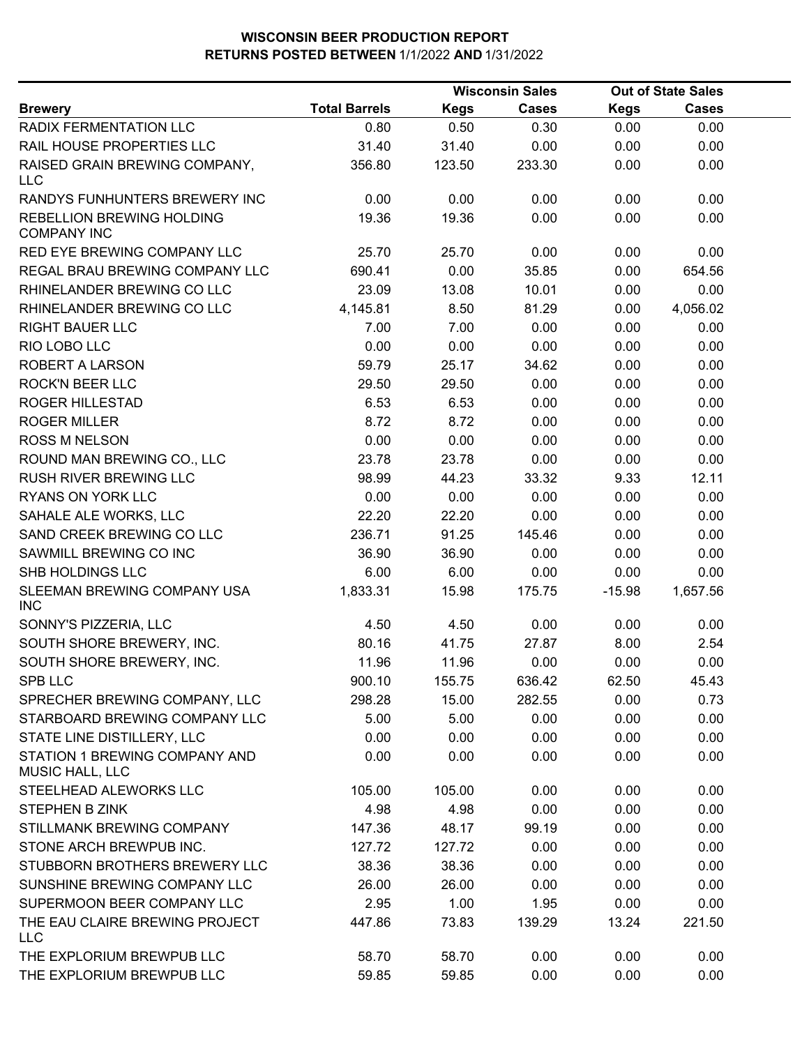# WISCONSIN BEER PRODUCTION REPORT
## RETURNS POSTED BETWEEN 1/1/2022 AND 1/31/2022

| Brewery | Total Barrels | Wisconsin Sales Kegs | Wisconsin Sales Cases | Out of State Sales Kegs | Out of State Sales Cases |
|---|---|---|---|---|---|
| RADIX FERMENTATION LLC | 0.80 | 0.50 | 0.30 | 0.00 | 0.00 |
| RAIL HOUSE PROPERTIES LLC | 31.40 | 31.40 | 0.00 | 0.00 | 0.00 |
| RAISED GRAIN BREWING COMPANY, LLC | 356.80 | 123.50 | 233.30 | 0.00 | 0.00 |
| RANDYS FUNHUNTERS BREWERY INC | 0.00 | 0.00 | 0.00 | 0.00 | 0.00 |
| REBELLION BREWING HOLDING COMPANY INC | 19.36 | 19.36 | 0.00 | 0.00 | 0.00 |
| RED EYE BREWING COMPANY LLC | 25.70 | 25.70 | 0.00 | 0.00 | 0.00 |
| REGAL BRAU BREWING COMPANY LLC | 690.41 | 0.00 | 35.85 | 0.00 | 654.56 |
| RHINELANDER BREWING CO LLC | 23.09 | 13.08 | 10.01 | 0.00 | 0.00 |
| RHINELANDER BREWING CO LLC | 4,145.81 | 8.50 | 81.29 | 0.00 | 4,056.02 |
| RIGHT BAUER LLC | 7.00 | 7.00 | 0.00 | 0.00 | 0.00 |
| RIO LOBO LLC | 0.00 | 0.00 | 0.00 | 0.00 | 0.00 |
| ROBERT A LARSON | 59.79 | 25.17 | 34.62 | 0.00 | 0.00 |
| ROCK'N BEER LLC | 29.50 | 29.50 | 0.00 | 0.00 | 0.00 |
| ROGER HILLESTAD | 6.53 | 6.53 | 0.00 | 0.00 | 0.00 |
| ROGER MILLER | 8.72 | 8.72 | 0.00 | 0.00 | 0.00 |
| ROSS M NELSON | 0.00 | 0.00 | 0.00 | 0.00 | 0.00 |
| ROUND MAN BREWING CO., LLC | 23.78 | 23.78 | 0.00 | 0.00 | 0.00 |
| RUSH RIVER BREWING LLC | 98.99 | 44.23 | 33.32 | 9.33 | 12.11 |
| RYANS ON YORK LLC | 0.00 | 0.00 | 0.00 | 0.00 | 0.00 |
| SAHALE ALE WORKS, LLC | 22.20 | 22.20 | 0.00 | 0.00 | 0.00 |
| SAND CREEK BREWING CO LLC | 236.71 | 91.25 | 145.46 | 0.00 | 0.00 |
| SAWMILL BREWING CO INC | 36.90 | 36.90 | 0.00 | 0.00 | 0.00 |
| SHB HOLDINGS LLC | 6.00 | 6.00 | 0.00 | 0.00 | 0.00 |
| SLEEMAN BREWING COMPANY USA INC | 1,833.31 | 15.98 | 175.75 | -15.98 | 1,657.56 |
| SONNY'S PIZZERIA, LLC | 4.50 | 4.50 | 0.00 | 0.00 | 0.00 |
| SOUTH SHORE BREWERY, INC. | 80.16 | 41.75 | 27.87 | 8.00 | 2.54 |
| SOUTH SHORE BREWERY, INC. | 11.96 | 11.96 | 0.00 | 0.00 | 0.00 |
| SPB LLC | 900.10 | 155.75 | 636.42 | 62.50 | 45.43 |
| SPRECHER BREWING COMPANY, LLC | 298.28 | 15.00 | 282.55 | 0.00 | 0.73 |
| STARBOARD BREWING COMPANY LLC | 5.00 | 5.00 | 0.00 | 0.00 | 0.00 |
| STATE LINE DISTILLERY, LLC | 0.00 | 0.00 | 0.00 | 0.00 | 0.00 |
| STATION 1 BREWING COMPANY AND MUSIC HALL, LLC | 0.00 | 0.00 | 0.00 | 0.00 | 0.00 |
| STEELHEAD ALEWORKS LLC | 105.00 | 105.00 | 0.00 | 0.00 | 0.00 |
| STEPHEN B ZINK | 4.98 | 4.98 | 0.00 | 0.00 | 0.00 |
| STILLMANK BREWING COMPANY | 147.36 | 48.17 | 99.19 | 0.00 | 0.00 |
| STONE ARCH BREWPUB INC. | 127.72 | 127.72 | 0.00 | 0.00 | 0.00 |
| STUBBORN BROTHERS BREWERY LLC | 38.36 | 38.36 | 0.00 | 0.00 | 0.00 |
| SUNSHINE BREWING COMPANY LLC | 26.00 | 26.00 | 0.00 | 0.00 | 0.00 |
| SUPERMOON BEER COMPANY LLC | 2.95 | 1.00 | 1.95 | 0.00 | 0.00 |
| THE EAU CLAIRE BREWING PROJECT LLC | 447.86 | 73.83 | 139.29 | 13.24 | 221.50 |
| THE EXPLORIUM BREWPUB LLC | 58.70 | 58.70 | 0.00 | 0.00 | 0.00 |
| THE EXPLORIUM BREWPUB LLC | 59.85 | 59.85 | 0.00 | 0.00 | 0.00 |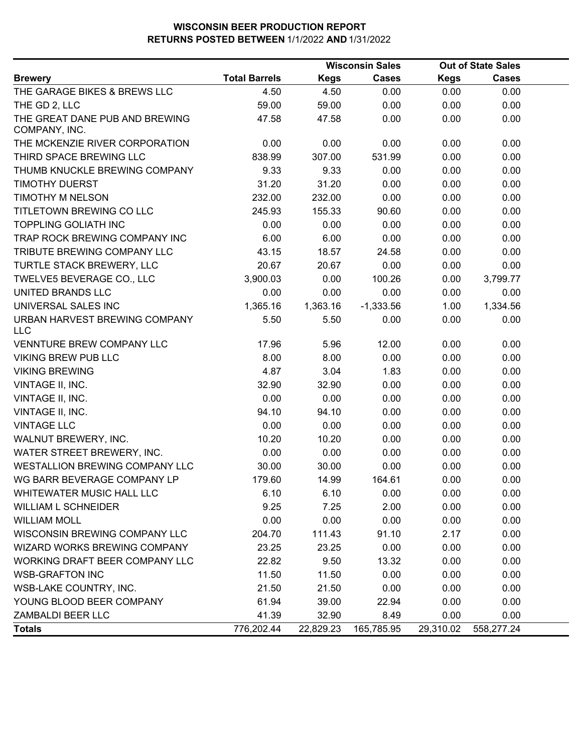**WISCONSIN BEER PRODUCTION REPORT**
**RETURNS POSTED BETWEEN 1/1/2022 AND 1/31/2022**

| | | Wisconsin Sales | | Out of State Sales | |
|---|---|---|---|---|---|
| **Brewery** | **Total Barrels** | **Kegs** | **Cases** | **Kegs** | **Cases** |
| THE GARAGE BIKES & BREWS LLC | 4.50 | 4.50 | 0.00 | 0.00 | 0.00 |
| THE GD 2, LLC | 59.00 | 59.00 | 0.00 | 0.00 | 0.00 |
| THE GREAT DANE PUB AND BREWING COMPANY, INC. | 47.58 | 47.58 | 0.00 | 0.00 | 0.00 |
| THE MCKENZIE RIVER CORPORATION | 0.00 | 0.00 | 0.00 | 0.00 | 0.00 |
| THIRD SPACE BREWING LLC | 838.99 | 307.00 | 531.99 | 0.00 | 0.00 |
| THUMB KNUCKLE BREWING COMPANY | 9.33 | 9.33 | 0.00 | 0.00 | 0.00 |
| TIMOTHY DUERST | 31.20 | 31.20 | 0.00 | 0.00 | 0.00 |
| TIMOTHY M NELSON | 232.00 | 232.00 | 0.00 | 0.00 | 0.00 |
| TITLETOWN BREWING CO LLC | 245.93 | 155.33 | 90.60 | 0.00 | 0.00 |
| TOPPLING GOLIATH INC | 0.00 | 0.00 | 0.00 | 0.00 | 0.00 |
| TRAP ROCK BREWING COMPANY INC | 6.00 | 6.00 | 0.00 | 0.00 | 0.00 |
| TRIBUTE BREWING COMPANY LLC | 43.15 | 18.57 | 24.58 | 0.00 | 0.00 |
| TURTLE STACK BREWERY, LLC | 20.67 | 20.67 | 0.00 | 0.00 | 0.00 |
| TWELVE5 BEVERAGE CO., LLC | 3,900.03 | 0.00 | 100.26 | 0.00 | 3,799.77 |
| UNITED BRANDS LLC | 0.00 | 0.00 | 0.00 | 0.00 | 0.00 |
| UNIVERSAL SALES INC | 1,365.16 | 1,363.16 | -1,333.56 | 1.00 | 1,334.56 |
| URBAN HARVEST BREWING COMPANY LLC | 5.50 | 5.50 | 0.00 | 0.00 | 0.00 |
| VENNTURE BREW COMPANY LLC | 17.96 | 5.96 | 12.00 | 0.00 | 0.00 |
| VIKING BREW PUB LLC | 8.00 | 8.00 | 0.00 | 0.00 | 0.00 |
| VIKING BREWING | 4.87 | 3.04 | 1.83 | 0.00 | 0.00 |
| VINTAGE II, INC. | 32.90 | 32.90 | 0.00 | 0.00 | 0.00 |
| VINTAGE II, INC. | 0.00 | 0.00 | 0.00 | 0.00 | 0.00 |
| VINTAGE II, INC. | 94.10 | 94.10 | 0.00 | 0.00 | 0.00 |
| VINTAGE LLC | 0.00 | 0.00 | 0.00 | 0.00 | 0.00 |
| WALNUT BREWERY, INC. | 10.20 | 10.20 | 0.00 | 0.00 | 0.00 |
| WATER STREET BREWERY, INC. | 0.00 | 0.00 | 0.00 | 0.00 | 0.00 |
| WESTALLION BREWING COMPANY LLC | 30.00 | 30.00 | 0.00 | 0.00 | 0.00 |
| WG BARR BEVERAGE COMPANY LP | 179.60 | 14.99 | 164.61 | 0.00 | 0.00 |
| WHITEWATER MUSIC HALL LLC | 6.10 | 6.10 | 0.00 | 0.00 | 0.00 |
| WILLIAM L SCHNEIDER | 9.25 | 7.25 | 2.00 | 0.00 | 0.00 |
| WILLIAM MOLL | 0.00 | 0.00 | 0.00 | 0.00 | 0.00 |
| WISCONSIN BREWING COMPANY LLC | 204.70 | 111.43 | 91.10 | 2.17 | 0.00 |
| WIZARD WORKS BREWING COMPANY | 23.25 | 23.25 | 0.00 | 0.00 | 0.00 |
| WORKING DRAFT BEER COMPANY LLC | 22.82 | 9.50 | 13.32 | 0.00 | 0.00 |
| WSB-GRAFTON INC | 11.50 | 11.50 | 0.00 | 0.00 | 0.00 |
| WSB-LAKE COUNTRY, INC. | 21.50 | 21.50 | 0.00 | 0.00 | 0.00 |
| YOUNG BLOOD BEER COMPANY | 61.94 | 39.00 | 22.94 | 0.00 | 0.00 |
| ZAMBALDI BEER LLC | 41.39 | 32.90 | 8.49 | 0.00 | 0.00 |
| **Totals** | 776,202.44 | 22,829.23 | 165,785.95 | 29,310.02 | 558,277.24 |